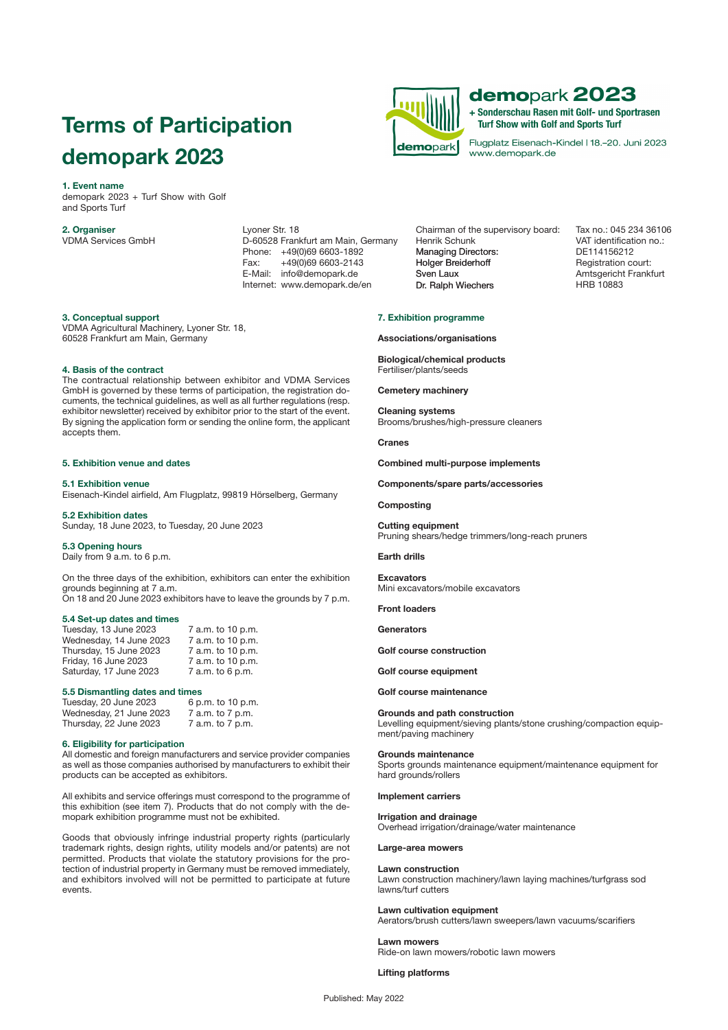# Terms of Participation demopark 2023

demopark 2023
+ Sonderschau Rasen mit Golf- und Sportrasen
Turf Show with Golf and Sports Turf

Flugplatz Eisenach-Kindel | 18.–20. Juni 2023
www.demopark.de

### 1. Event name

demopark 2023 + Turf Show with Golf and Sports Turf

### 2. Organiser

VDMA Services GmbH

Lyoner Str. 18
D-60528 Frankfurt am Main, Germany
Phone: +49(0)69 6603-1892
Fax: +49(0)69 6603-2143
E-Mail: info@demopark.de
Internet: www.demopark.de/en

Chairman of the supervisory board:
Henrik Schunk
Managing Directors:
Holger Breiderhoff
Sven Laux
Dr. Ralph Wiechers

Tax no.: 045 234 36106
VAT identification no.: DE114156212
Registration court: Amtsgericht Frankfurt
HRB 10883

### 3. Conceptual support

VDMA Agricultural Machinery, Lyoner Str. 18, 60528 Frankfurt am Main, Germany

### 4. Basis of the contract

The contractual relationship between exhibitor and VDMA Services GmbH is governed by these terms of participation, the registration documents, the technical guidelines, as well as all further regulations (resp. exhibitor newsletter) received by exhibitor prior to the start of the event. By signing the application form or sending the online form, the applicant accepts them.

### 5. Exhibition venue and dates

#### 5.1 Exhibition venue

Eisenach-Kindel airfield, Am Flugplatz, 99819 Hörselberg, Germany

#### 5.2 Exhibition dates

Sunday, 18 June 2023, to Tuesday, 20 June 2023

#### 5.3 Opening hours

Daily from 9 a.m. to 6 p.m.

On the three days of the exhibition, exhibitors can enter the exhibition grounds beginning at 7 a.m.
On 18 and 20 June 2023 exhibitors have to leave the grounds by 7 p.m.

#### 5.4 Set-up dates and times

| | |
|---|---|
| Tuesday, 13 June 2023 | 7 a.m. to 10 p.m. |
| Wednesday, 14 June 2023 | 7 a.m. to 10 p.m. |
| Thursday, 15 June 2023 | 7 a.m. to 10 p.m. |
| Friday, 16 June 2023 | 7 a.m. to 10 p.m. |
| Saturday, 17 June 2023 | 7 a.m. to 6 p.m. |

#### 5.5 Dismantling dates and times

| | |
|---|---|
| Tuesday, 20 June 2023 | 6 p.m. to 10 p.m. |
| Wednesday, 21 June 2023 | 7 a.m. to 7 p.m. |
| Thursday, 22 June 2023 | 7 a.m. to 7 p.m. |

### 6. Eligibility for participation

All domestic and foreign manufacturers and service provider companies as well as those companies authorised by manufacturers to exhibit their products can be accepted as exhibitors.

All exhibits and service offerings must correspond to the programme of this exhibition (see item 7). Products that do not comply with the demopark exhibition programme must not be exhibited.

Goods that obviously infringe industrial property rights (particularly trademark rights, design rights, utility models and/or patents) are not permitted. Products that violate the statutory provisions for the protection of industrial property in Germany must be removed immediately, and exhibitors involved will not be permitted to participate at future events.

### 7. Exhibition programme

**Associations/organisations**

**Biological/chemical products**
Fertiliser/plants/seeds

**Cemetery machinery**

**Cleaning systems**
Brooms/brushes/high-pressure cleaners

**Cranes**

**Combined multi-purpose implements**

**Components/spare parts/accessories**

**Composting**

**Cutting equipment**
Pruning shears/hedge trimmers/long-reach pruners

**Earth drills**

**Excavators**
Mini excavators/mobile excavators

**Front loaders**

**Generators**

**Golf course construction**

**Golf course equipment**

**Golf course maintenance**

**Grounds and path construction**
Levelling equipment/sieving plants/stone crushing/compaction equipment/paving machinery

**Grounds maintenance**
Sports grounds maintenance equipment/maintenance equipment for hard grounds/rollers

**Implement carriers**

**Irrigation and drainage**
Overhead irrigation/drainage/water maintenance

**Large-area mowers**

**Lawn construction**
Lawn construction machinery/lawn laying machines/turfgrass sod lawns/turf cutters

**Lawn cultivation equipment**
Aerators/brush cutters/lawn sweepers/lawn vacuums/scarifiers

**Lawn mowers**
Ride-on lawn mowers/robotic lawn mowers

**Lifting platforms**

Published: May 2022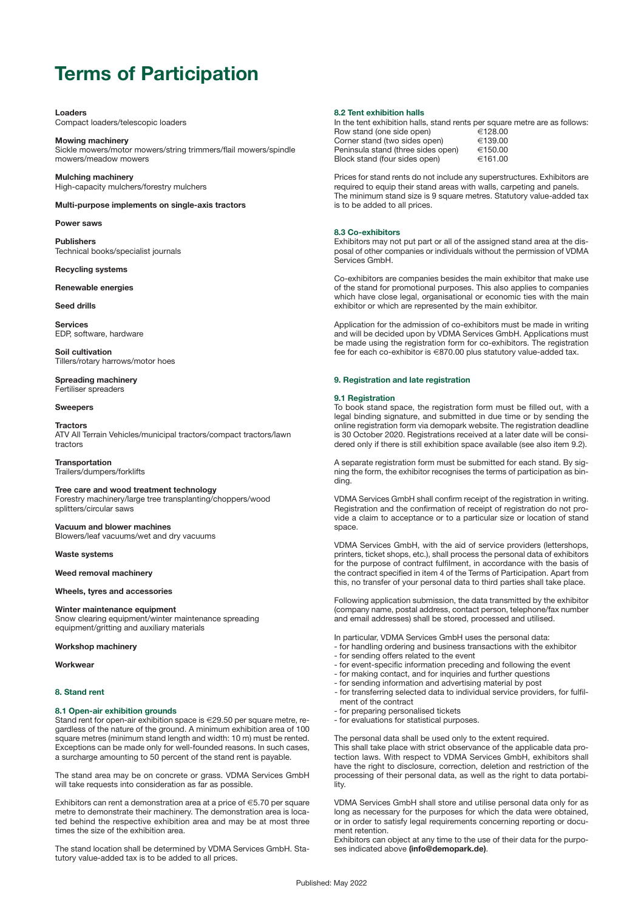# Terms of Participation

**Loaders**
Compact loaders/telescopic loaders

**Mowing machinery**
Sickle mowers/motor mowers/string trimmers/flail mowers/spindle mowers/meadow mowers

**Mulching machinery**
High-capacity mulchers/forestry mulchers

**Multi-purpose implements on single-axis tractors**

**Power saws**

**Publishers**
Technical books/specialist journals

**Recycling systems**

**Renewable energies**

**Seed drills**

**Services**
EDP, software, hardware

**Soil cultivation**
Tillers/rotary harrows/motor hoes

**Spreading machinery**
Fertiliser spreaders

**Sweepers**

**Tractors**
ATV All Terrain Vehicles/municipal tractors/compact tractors/lawn tractors

**Transportation**
Trailers/dumpers/forklifts

**Tree care and wood treatment technology**
Forestry machinery/large tree transplanting/choppers/wood splitters/circular saws

**Vacuum and blower machines**
Blowers/leaf vacuums/wet and dry vacuums

**Waste systems**

**Weed removal machinery**

**Wheels, tyres and accessories**

**Winter maintenance equipment**
Snow clearing equipment/winter maintenance spreading equipment/gritting and auxiliary materials

**Workshop machinery**

**Workwear**

## 8. Stand rent

### 8.1 Open-air exhibition grounds

Stand rent for open-air exhibition space is €29.50 per square metre, regardless of the nature of the ground. A minimum exhibition area of 100 square metres (minimum stand length and width: 10 m) must be rented. Exceptions can be made only for well-founded reasons. In such cases, a surcharge amounting to 50 percent of the stand rent is payable.

The stand area may be on concrete or grass. VDMA Services GmbH will take requests into consideration as far as possible.

Exhibitors can rent a demonstration area at a price of €5.70 per square metre to demonstrate their machinery. The demonstration area is located behind the respective exhibition area and may be at most three times the size of the exhibition area.

The stand location shall be determined by VDMA Services GmbH. Statutory value-added tax is to be added to all prices.

### 8.2 Tent exhibition halls

In the tent exhibition halls, stand rents per square metre are as follows:

| | |
|---|---|
| Row stand (one side open) | €128.00 |
| Corner stand (two sides open) | €139.00 |
| Peninsula stand (three sides open) | €150.00 |
| Block stand (four sides open) | €161.00 |

Prices for stand rents do not include any superstructures. Exhibitors are required to equip their stand areas with walls, carpeting and panels. The minimum stand size is 9 square metres. Statutory value-added tax is to be added to all prices.

### 8.3 Co-exhibitors

Exhibitors may not put part or all of the assigned stand area at the disposal of other companies or individuals without the permission of VDMA Services GmbH.

Co-exhibitors are companies besides the main exhibitor that make use of the stand for promotional purposes. This also applies to companies which have close legal, organisational or economic ties with the main exhibitor or which are represented by the main exhibitor.

Application for the admission of co-exhibitors must be made in writing and will be decided upon by VDMA Services GmbH. Applications must be made using the registration form for co-exhibitors. The registration fee for each co-exhibitor is €870.00 plus statutory value-added tax.

## 9. Registration and late registration

### 9.1 Registration

To book stand space, the registration form must be filled out, with a legal binding signature, and submitted in due time or by sending the online registration form via demopark website. The registration deadline is 30 October 2020. Registrations received at a later date will be considered only if there is still exhibition space available (see also item 9.2).

A separate registration form must be submitted for each stand. By signing the form, the exhibitor recognises the terms of participation as binding.

VDMA Services GmbH shall confirm receipt of the registration in writing. Registration and the confirmation of receipt of registration do not provide a claim to acceptance or to a particular size or location of stand space.

VDMA Services GmbH, with the aid of service providers (lettershops, printers, ticket shops, etc.), shall process the personal data of exhibitors for the purpose of contract fulfilment, in accordance with the basis of the contract specified in item 4 of the Terms of Participation. Apart from this, no transfer of your personal data to third parties shall take place.

Following application submission, the data transmitted by the exhibitor (company name, postal address, contact person, telephone/fax number and email addresses) shall be stored, processed and utilised.

In particular, VDMA Services GmbH uses the personal data:

- for handling ordering and business transactions with the exhibitor
- for sending offers related to the event
- for event-specific information preceding and following the event
- for making contact, and for inquiries and further questions
- for sending information and advertising material by post
- for transferring selected data to individual service providers, for fulfilment of the contract
- for preparing personalised tickets
- for evaluations for statistical purposes.

The personal data shall be used only to the extent required.
This shall take place with strict observance of the applicable data protection laws. With respect to VDMA Services GmbH, exhibitors shall have the right to disclosure, correction, deletion and restriction of the processing of their personal data, as well as the right to data portability.

VDMA Services GmbH shall store and utilise personal data only for as long as necessary for the purposes for which the data were obtained, or in order to satisfy legal requirements concerning reporting or document retention.
Exhibitors can object at any time to the use of their data for the purposes indicated above **(info@demopark.de)**.

Published: May 2022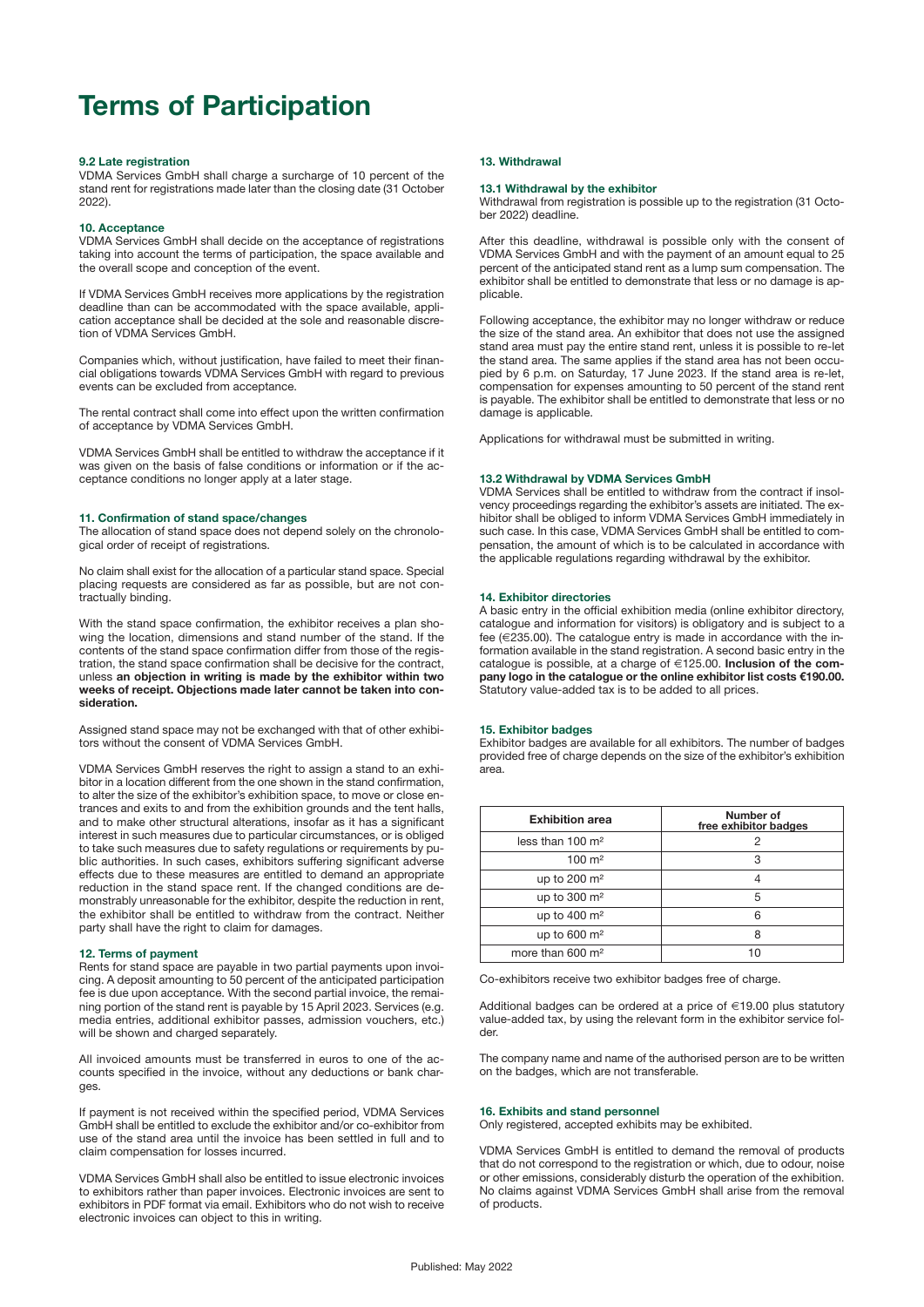# Terms of Participation

### 9.2 Late registration

VDMA Services GmbH shall charge a surcharge of 10 percent of the stand rent for registrations made later than the closing date (31 October 2022).

### 10. Acceptance

VDMA Services GmbH shall decide on the acceptance of registrations taking into account the terms of participation, the space available and the overall scope and conception of the event.

If VDMA Services GmbH receives more applications by the registration deadline than can be accommodated with the space available, application acceptance shall be decided at the sole and reasonable discretion of VDMA Services GmbH.

Companies which, without justification, have failed to meet their financial obligations towards VDMA Services GmbH with regard to previous events can be excluded from acceptance.

The rental contract shall come into effect upon the written confirmation of acceptance by VDMA Services GmbH.

VDMA Services GmbH shall be entitled to withdraw the acceptance if it was given on the basis of false conditions or information or if the acceptance conditions no longer apply at a later stage.

### 11. Confirmation of stand space/changes

The allocation of stand space does not depend solely on the chronological order of receipt of registrations.

No claim shall exist for the allocation of a particular stand space. Special placing requests are considered as far as possible, but are not contractually binding.

With the stand space confirmation, the exhibitor receives a plan showing the location, dimensions and stand number of the stand. If the contents of the stand space confirmation differ from those of the registration, the stand space confirmation shall be decisive for the contract, unless **an objection in writing is made by the exhibitor within two weeks of receipt. Objections made later cannot be taken into consideration.**

Assigned stand space may not be exchanged with that of other exhibitors without the consent of VDMA Services GmbH.

VDMA Services GmbH reserves the right to assign a stand to an exhibitor in a location different from the one shown in the stand confirmation, to alter the size of the exhibitor's exhibition space, to move or close entrances and exits to and from the exhibition grounds and the tent halls, and to make other structural alterations, insofar as it has a significant interest in such measures due to particular circumstances, or is obliged to take such measures due to safety regulations or requirements by public authorities. In such cases, exhibitors suffering significant adverse effects due to these measures are entitled to demand an appropriate reduction in the stand space rent. If the changed conditions are demonstrably unreasonable for the exhibitor, despite the reduction in rent, the exhibitor shall be entitled to withdraw from the contract. Neither party shall have the right to claim for damages.

### 12. Terms of payment

Rents for stand space are payable in two partial payments upon invoicing. A deposit amounting to 50 percent of the anticipated participation fee is due upon acceptance. With the second partial invoice, the remaining portion of the stand rent is payable by 15 April 2023. Services (e.g. media entries, additional exhibitor passes, admission vouchers, etc.) will be shown and charged separately.

All invoiced amounts must be transferred in euros to one of the accounts specified in the invoice, without any deductions or bank charges.

If payment is not received within the specified period, VDMA Services GmbH shall be entitled to exclude the exhibitor and/or co-exhibitor from use of the stand area until the invoice has been settled in full and to claim compensation for losses incurred.

VDMA Services GmbH shall also be entitled to issue electronic invoices to exhibitors rather than paper invoices. Electronic invoices are sent to exhibitors in PDF format via email. Exhibitors who do not wish to receive electronic invoices can object to this in writing.

### 13. Withdrawal

### 13.1 Withdrawal by the exhibitor

Withdrawal from registration is possible up to the registration (31 October 2022) deadline.

After this deadline, withdrawal is possible only with the consent of VDMA Services GmbH and with the payment of an amount equal to 25 percent of the anticipated stand rent as a lump sum compensation. The exhibitor shall be entitled to demonstrate that less or no damage is applicable.

Following acceptance, the exhibitor may no longer withdraw or reduce the size of the stand area. An exhibitor that does not use the assigned stand area must pay the entire stand rent, unless it is possible to re-let the stand area. The same applies if the stand area has not been occupied by 6 p.m. on Saturday, 17 June 2023. If the stand area is re-let, compensation for expenses amounting to 50 percent of the stand rent is payable. The exhibitor shall be entitled to demonstrate that less or no damage is applicable.

Applications for withdrawal must be submitted in writing.

### 13.2 Withdrawal by VDMA Services GmbH

VDMA Services shall be entitled to withdraw from the contract if insolvency proceedings regarding the exhibitor's assets are initiated. The exhibitor shall be obliged to inform VDMA Services GmbH immediately in such case. In this case, VDMA Services GmbH shall be entitled to compensation, the amount of which is to be calculated in accordance with the applicable regulations regarding withdrawal by the exhibitor.

### 14. Exhibitor directories

A basic entry in the official exhibition media (online exhibitor directory, catalogue and information for visitors) is obligatory and is subject to a fee (€235.00). The catalogue entry is made in accordance with the information available in the stand registration. A second basic entry in the catalogue is possible, at a charge of €125.00. **Inclusion of the company logo in the catalogue or the online exhibitor list costs €190.00.** Statutory value-added tax is to be added to all prices.

### 15. Exhibitor badges

Exhibitor badges are available for all exhibitors. The number of badges provided free of charge depends on the size of the exhibitor's exhibition area.

| Exhibition area | Number of free exhibitor badges |
|---|---|
| less than 100 m² | 2 |
| 100 m² | 3 |
| up to 200 m² | 4 |
| up to 300 m² | 5 |
| up to 400 m² | 6 |
| up to 600 m² | 8 |
| more than 600 m² | 10 |

Co-exhibitors receive two exhibitor badges free of charge.

Additional badges can be ordered at a price of €19.00 plus statutory value-added tax, by using the relevant form in the exhibitor service folder.

The company name and name of the authorised person are to be written on the badges, which are not transferable.

### 16. Exhibits and stand personnel

Only registered, accepted exhibits may be exhibited.

VDMA Services GmbH is entitled to demand the removal of products that do not correspond to the registration or which, due to odour, noise or other emissions, considerably disturb the operation of the exhibition. No claims against VDMA Services GmbH shall arise from the removal of products.

Published: May 2022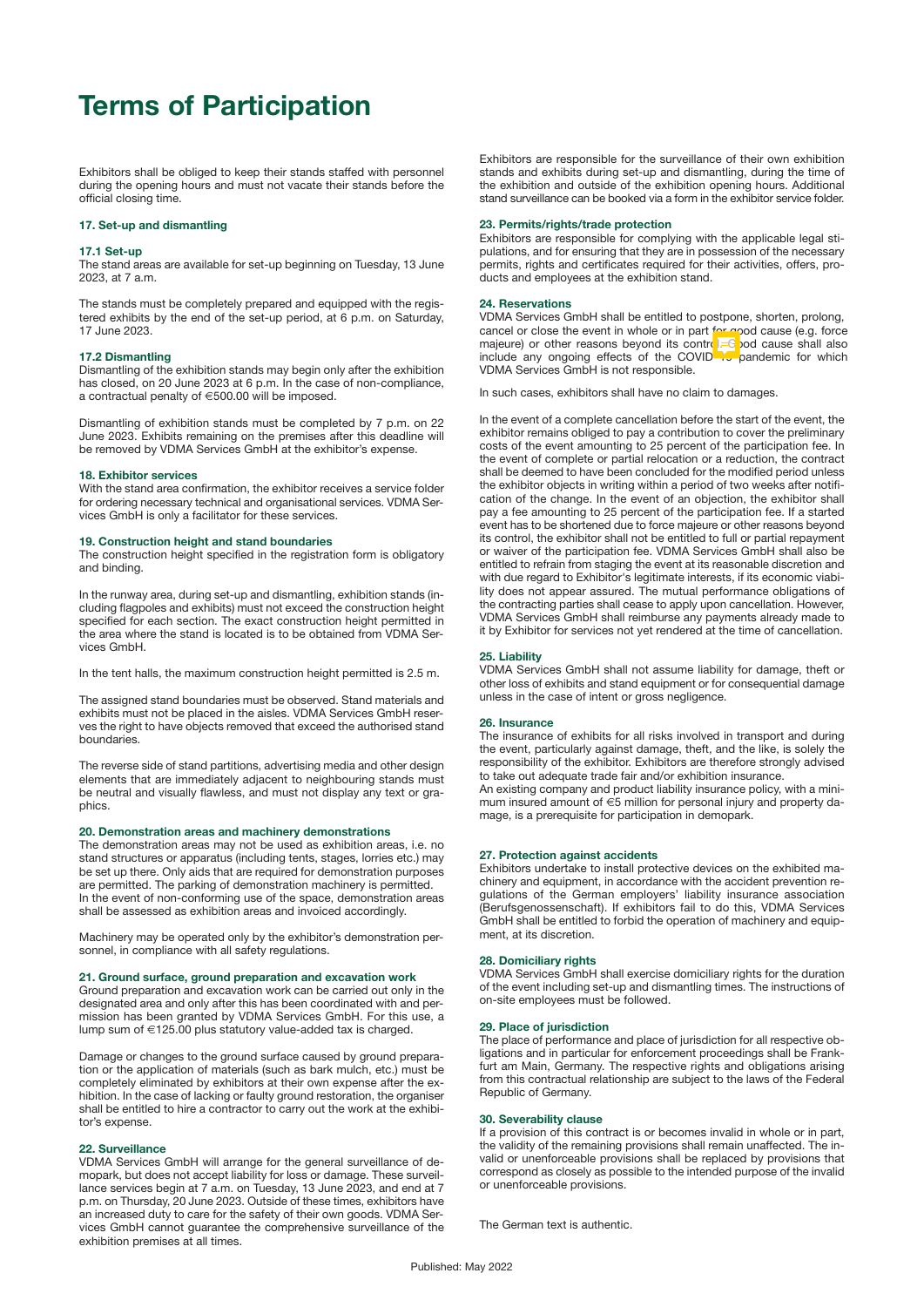# Terms of Participation

Exhibitors shall be obliged to keep their stands staffed with personnel during the opening hours and must not vacate their stands before the official closing time.

### 17. Set-up and dismantling

#### 17.1 Set-up

The stand areas are available for set-up beginning on Tuesday, 13 June 2023, at 7 a.m.

The stands must be completely prepared and equipped with the registered exhibits by the end of the set-up period, at 6 p.m. on Saturday, 17 June 2023.

#### 17.2 Dismantling

Dismantling of the exhibition stands may begin only after the exhibition has closed, on 20 June 2023 at 6 p.m. In the case of non-compliance, a contractual penalty of €500.00 will be imposed.

Dismantling of exhibition stands must be completed by 7 p.m. on 22 June 2023. Exhibits remaining on the premises after this deadline will be removed by VDMA Services GmbH at the exhibitor's expense.

### 18. Exhibitor services

With the stand area confirmation, the exhibitor receives a service folder for ordering necessary technical and organisational services. VDMA Services GmbH is only a facilitator for these services.

### 19. Construction height and stand boundaries

The construction height specified in the registration form is obligatory and binding.

In the runway area, during set-up and dismantling, exhibition stands (including flagpoles and exhibits) must not exceed the construction height specified for each section. The exact construction height permitted in the area where the stand is located is to be obtained from VDMA Services GmbH.

In the tent halls, the maximum construction height permitted is 2.5 m.

The assigned stand boundaries must be observed. Stand materials and exhibits must not be placed in the aisles. VDMA Services GmbH reserves the right to have objects removed that exceed the authorised stand boundaries.

The reverse side of stand partitions, advertising media and other design elements that are immediately adjacent to neighbouring stands must be neutral and visually flawless, and must not display any text or graphics.

### 20. Demonstration areas and machinery demonstrations

The demonstration areas may not be used as exhibition areas, i.e. no stand structures or apparatus (including tents, stages, lorries etc.) may be set up there. Only aids that are required for demonstration purposes are permitted. The parking of demonstration machinery is permitted. In the event of non-conforming use of the space, demonstration areas shall be assessed as exhibition areas and invoiced accordingly.

Machinery may be operated only by the exhibitor's demonstration personnel, in compliance with all safety regulations.

### 21. Ground surface, ground preparation and excavation work

Ground preparation and excavation work can be carried out only in the designated area and only after this has been coordinated with and permission has been granted by VDMA Services GmbH. For this use, a lump sum of €125.00 plus statutory value-added tax is charged.

Damage or changes to the ground surface caused by ground preparation or the application of materials (such as bark mulch, etc.) must be completely eliminated by exhibitors at their own expense after the exhibition. In the case of lacking or faulty ground restoration, the organiser shall be entitled to hire a contractor to carry out the work at the exhibitor's expense.

### 22. Surveillance

VDMA Services GmbH will arrange for the general surveillance of demopark, but does not accept liability for loss or damage. These surveillance services begin at 7 a.m. on Tuesday, 13 June 2023, and end at 7 p.m. on Thursday, 20 June 2023. Outside of these times, exhibitors have an increased duty to care for the safety of their own goods. VDMA Services GmbH cannot guarantee the comprehensive surveillance of the exhibition premises at all times.

Exhibitors are responsible for the surveillance of their own exhibition stands and exhibits during set-up and dismantling, during the time of the exhibition and outside of the exhibition opening hours. Additional stand surveillance can be booked via a form in the exhibitor service folder.

### 23. Permits/rights/trade protection

Exhibitors are responsible for complying with the applicable legal stipulations, and for ensuring that they are in possession of the necessary permits, rights and certificates required for their activities, offers, products and employees at the exhibition stand.

### 24. Reservations

VDMA Services GmbH shall be entitled to postpone, shorten, prolong, cancel or close the event in whole or in part for good cause (e.g. force majeure) or other reasons beyond its control. Good cause shall also include any ongoing effects of the COVID-19 pandemic for which VDMA Services GmbH is not responsible.

In such cases, exhibitors shall have no claim to damages.

In the event of a complete cancellation before the start of the event, the exhibitor remains obliged to pay a contribution to cover the preliminary costs of the event amounting to 25 percent of the participation fee. In the event of complete or partial relocation or a reduction, the contract shall be deemed to have been concluded for the modified period unless the exhibitor objects in writing within a period of two weeks after notification of the change. In the event of an objection, the exhibitor shall pay a fee amounting to 25 percent of the participation fee. If a started event has to be shortened due to force majeure or other reasons beyond its control, the exhibitor shall not be entitled to full or partial repayment or waiver of the participation fee. VDMA Services GmbH shall also be entitled to refrain from staging the event at its reasonable discretion and with due regard to Exhibitor's legitimate interests, if its economic viability does not appear assured. The mutual performance obligations of the contracting parties shall cease to apply upon cancellation. However, VDMA Services GmbH shall reimburse any payments already made to it by Exhibitor for services not yet rendered at the time of cancellation.

### 25. Liability

VDMA Services GmbH shall not assume liability for damage, theft or other loss of exhibits and stand equipment or for consequential damage unless in the case of intent or gross negligence.

### 26. Insurance

The insurance of exhibits for all risks involved in transport and during the event, particularly against damage, theft, and the like, is solely the responsibility of the exhibitor. Exhibitors are therefore strongly advised to take out adequate trade fair and/or exhibition insurance.
An existing company and product liability insurance policy, with a minimum insured amount of €5 million for personal injury and property damage, is a prerequisite for participation in demopark.

### 27. Protection against accidents

Exhibitors undertake to install protective devices on the exhibited machinery and equipment, in accordance with the accident prevention regulations of the German employers' liability insurance association (Berufsgenossenschaft). If exhibitors fail to do this, VDMA Services GmbH shall be entitled to forbid the operation of machinery and equipment, at its discretion.

### 28. Domiciliary rights

VDMA Services GmbH shall exercise domiciliary rights for the duration of the event including set-up and dismantling times. The instructions of on-site employees must be followed.

### 29. Place of jurisdiction

The place of performance and place of jurisdiction for all respective obligations and in particular for enforcement proceedings shall be Frankfurt am Main, Germany. The respective rights and obligations arising from this contractual relationship are subject to the laws of the Federal Republic of Germany.

### 30. Severability clause

If a provision of this contract is or becomes invalid in whole or in part, the validity of the remaining provisions shall remain unaffected. The invalid or unenforceable provisions shall be replaced by provisions that correspond as closely as possible to the intended purpose of the invalid or unenforceable provisions.

The German text is authentic.

Published: May 2022